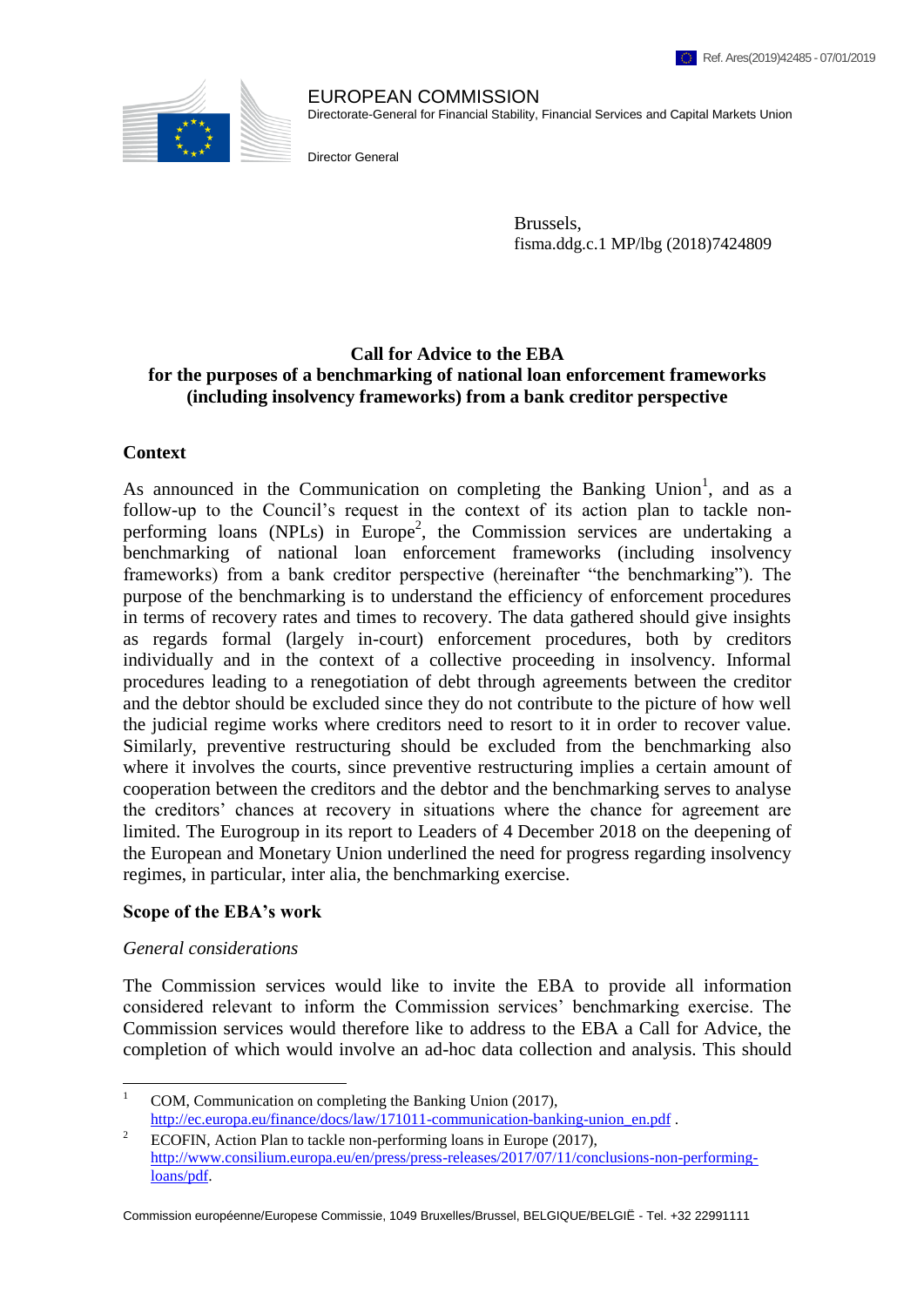Ref. Ares(2019)42485 - 07/01/2019

EUROPEAN COMMISSION
Directorate-General for Financial Stability, Financial Services and Capital Markets Union

Director General

Brussels,
fisma.ddg.c.1 MP/lbg (2018)7424809

**Call for Advice to the EBA**
**for the purposes of a benchmarking of national loan enforcement frameworks (including insolvency frameworks) from a bank creditor perspective**

## Context

As announced in the Communication on completing the Banking Union[1], and as a follow-up to the Council's request in the context of its action plan to tackle non-performing loans (NPLs) in Europe[2], the Commission services are undertaking a benchmarking of national loan enforcement frameworks (including insolvency frameworks) from a bank creditor perspective (hereinafter "the benchmarking"). The purpose of the benchmarking is to understand the efficiency of enforcement procedures in terms of recovery rates and times to recovery. The data gathered should give insights as regards formal (largely in-court) enforcement procedures, both by creditors individually and in the context of a collective proceeding in insolvency. Informal procedures leading to a renegotiation of debt through agreements between the creditor and the debtor should be excluded since they do not contribute to the picture of how well the judicial regime works where creditors need to resort to it in order to recover value. Similarly, preventive restructuring should be excluded from the benchmarking also where it involves the courts, since preventive restructuring implies a certain amount of cooperation between the creditors and the debtor and the benchmarking serves to analyse the creditors' chances at recovery in situations where the chance for agreement are limited. The Eurogroup in its report to Leaders of 4 December 2018 on the deepening of the European and Monetary Union underlined the need for progress regarding insolvency regimes, in particular, inter alia, the benchmarking exercise.

## Scope of the EBA's work

*General considerations*

The Commission services would like to invite the EBA to provide all information considered relevant to inform the Commission services' benchmarking exercise. The Commission services would therefore like to address to the EBA a Call for Advice, the completion of which would involve an ad-hoc data collection and analysis. This should

[1] COM, Communication on completing the Banking Union (2017), http://ec.europa.eu/finance/docs/law/171011-communication-banking-union_en.pdf .

[2] ECOFIN, Action Plan to tackle non-performing loans in Europe (2017), http://www.consilium.europa.eu/en/press/press-releases/2017/07/11/conclusions-non-performing-loans/pdf.

Commission européenne/Europese Commissie, 1049 Bruxelles/Brussel, BELGIQUE/BELGIË - Tel. +32 22991111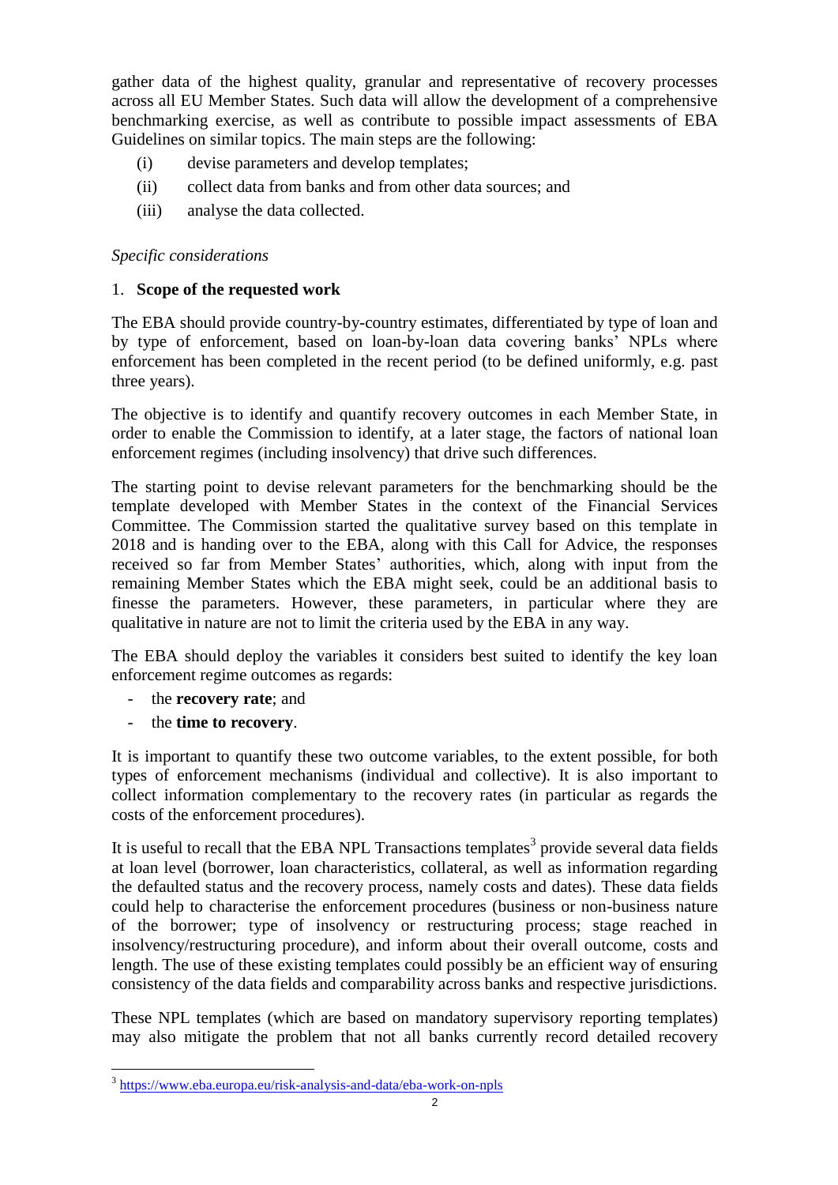gather data of the highest quality, granular and representative of recovery processes across all EU Member States. Such data will allow the development of a comprehensive benchmarking exercise, as well as contribute to possible impact assessments of EBA Guidelines on similar topics. The main steps are the following:

(i) devise parameters and develop templates;

(ii) collect data from banks and from other data sources; and

(iii) analyse the data collected.

*Specific considerations*

1. **Scope of the requested work**

The EBA should provide country-by-country estimates, differentiated by type of loan and by type of enforcement, based on loan-by-loan data covering banks' NPLs where enforcement has been completed in the recent period (to be defined uniformly, e.g. past three years).

The objective is to identify and quantify recovery outcomes in each Member State, in order to enable the Commission to identify, at a later stage, the factors of national loan enforcement regimes (including insolvency) that drive such differences.

The starting point to devise relevant parameters for the benchmarking should be the template developed with Member States in the context of the Financial Services Committee. The Commission started the qualitative survey based on this template in 2018 and is handing over to the EBA, along with this Call for Advice, the responses received so far from Member States' authorities, which, along with input from the remaining Member States which the EBA might seek, could be an additional basis to finesse the parameters. However, these parameters, in particular where they are qualitative in nature are not to limit the criteria used by the EBA in any way.

The EBA should deploy the variables it considers best suited to identify the key loan enforcement regime outcomes as regards:

- the **recovery rate**; and
- the **time to recovery**.

It is important to quantify these two outcome variables, to the extent possible, for both types of enforcement mechanisms (individual and collective). It is also important to collect information complementary to the recovery rates (in particular as regards the costs of the enforcement procedures).

It is useful to recall that the EBA NPL Transactions templates[3] provide several data fields at loan level (borrower, loan characteristics, collateral, as well as information regarding the defaulted status and the recovery process, namely costs and dates). These data fields could help to characterise the enforcement procedures (business or non-business nature of the borrower; type of insolvency or restructuring process; stage reached in insolvency/restructuring procedure), and inform about their overall outcome, costs and length. The use of these existing templates could possibly be an efficient way of ensuring consistency of the data fields and comparability across banks and respective jurisdictions.

These NPL templates (which are based on mandatory supervisory reporting templates) may also mitigate the problem that not all banks currently record detailed recovery

[3] https://www.eba.europa.eu/risk-analysis-and-data/eba-work-on-npls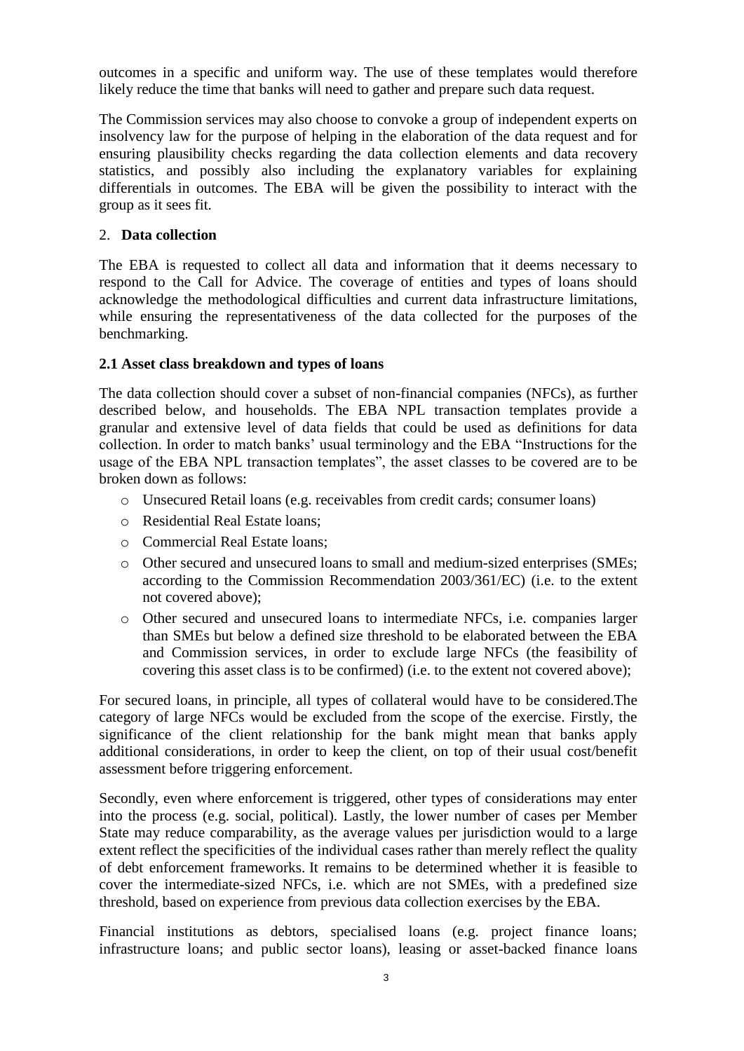outcomes in a specific and uniform way. The use of these templates would therefore likely reduce the time that banks will need to gather and prepare such data request.

The Commission services may also choose to convoke a group of independent experts on insolvency law for the purpose of helping in the elaboration of the data request and for ensuring plausibility checks regarding the data collection elements and data recovery statistics, and possibly also including the explanatory variables for explaining differentials in outcomes. The EBA will be given the possibility to interact with the group as it sees fit.

## 2. **Data collection**

The EBA is requested to collect all data and information that it deems necessary to respond to the Call for Advice. The coverage of entities and types of loans should acknowledge the methodological difficulties and current data infrastructure limitations, while ensuring the representativeness of the data collected for the purposes of the benchmarking.

### 2.1 Asset class breakdown and types of loans

The data collection should cover a subset of non-financial companies (NFCs), as further described below, and households. The EBA NPL transaction templates provide a granular and extensive level of data fields that could be used as definitions for data collection. In order to match banks' usual terminology and the EBA "Instructions for the usage of the EBA NPL transaction templates", the asset classes to be covered are to be broken down as follows:

- Unsecured Retail loans (e.g. receivables from credit cards; consumer loans)
- Residential Real Estate loans;
- Commercial Real Estate loans;
- Other secured and unsecured loans to small and medium-sized enterprises (SMEs; according to the Commission Recommendation 2003/361/EC) (i.e. to the extent not covered above);
- Other secured and unsecured loans to intermediate NFCs, i.e. companies larger than SMEs but below a defined size threshold to be elaborated between the EBA and Commission services, in order to exclude large NFCs (the feasibility of covering this asset class is to be confirmed) (i.e. to the extent not covered above);

For secured loans, in principle, all types of collateral would have to be considered.The category of large NFCs would be excluded from the scope of the exercise. Firstly, the significance of the client relationship for the bank might mean that banks apply additional considerations, in order to keep the client, on top of their usual cost/benefit assessment before triggering enforcement.

Secondly, even where enforcement is triggered, other types of considerations may enter into the process (e.g. social, political). Lastly, the lower number of cases per Member State may reduce comparability, as the average values per jurisdiction would to a large extent reflect the specificities of the individual cases rather than merely reflect the quality of debt enforcement frameworks. It remains to be determined whether it is feasible to cover the intermediate-sized NFCs, i.e. which are not SMEs, with a predefined size threshold, based on experience from previous data collection exercises by the EBA.

Financial institutions as debtors, specialised loans (e.g. project finance loans; infrastructure loans; and public sector loans), leasing or asset-backed finance loans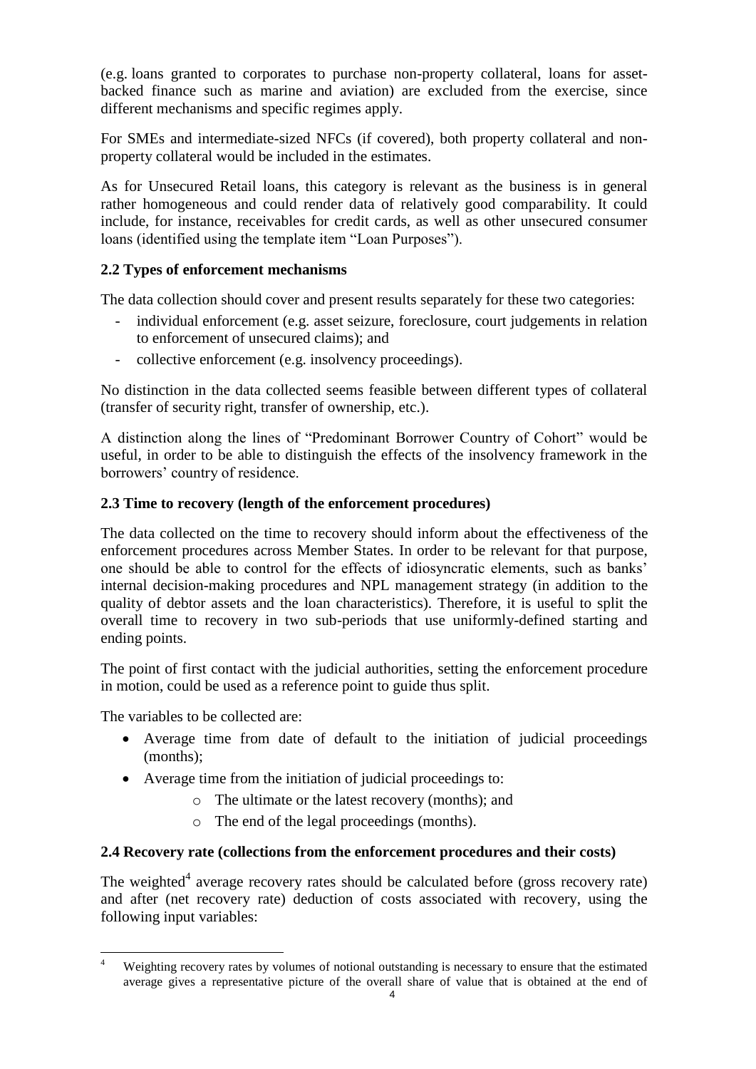(e.g. loans granted to corporates to purchase non-property collateral, loans for asset-backed finance such as marine and aviation) are excluded from the exercise, since different mechanisms and specific regimes apply.

For SMEs and intermediate-sized NFCs (if covered), both property collateral and non-property collateral would be included in the estimates.

As for Unsecured Retail loans, this category is relevant as the business is in general rather homogeneous and could render data of relatively good comparability. It could include, for instance, receivables for credit cards, as well as other unsecured consumer loans (identified using the template item "Loan Purposes").

### 2.2 Types of enforcement mechanisms

The data collection should cover and present results separately for these two categories:

- individual enforcement (e.g. asset seizure, foreclosure, court judgements in relation to enforcement of unsecured claims); and
- collective enforcement (e.g. insolvency proceedings).

No distinction in the data collected seems feasible between different types of collateral (transfer of security right, transfer of ownership, etc.).

A distinction along the lines of "Predominant Borrower Country of Cohort" would be useful, in order to be able to distinguish the effects of the insolvency framework in the borrowers' country of residence.

### 2.3 Time to recovery (length of the enforcement procedures)

The data collected on the time to recovery should inform about the effectiveness of the enforcement procedures across Member States. In order to be relevant for that purpose, one should be able to control for the effects of idiosyncratic elements, such as banks' internal decision-making procedures and NPL management strategy (in addition to the quality of debtor assets and the loan characteristics). Therefore, it is useful to split the overall time to recovery in two sub-periods that use uniformly-defined starting and ending points.

The point of first contact with the judicial authorities, setting the enforcement procedure in motion, could be used as a reference point to guide thus split.

The variables to be collected are:

- Average time from date of default to the initiation of judicial proceedings (months);
- Average time from the initiation of judicial proceedings to:
  - The ultimate or the latest recovery (months); and
  - The end of the legal proceedings (months).

### 2.4 Recovery rate (collections from the enforcement procedures and their costs)

The weighted[4] average recovery rates should be calculated before (gross recovery rate) and after (net recovery rate) deduction of costs associated with recovery, using the following input variables:

[4] Weighting recovery rates by volumes of notional outstanding is necessary to ensure that the estimated average gives a representative picture of the overall share of value that is obtained at the end of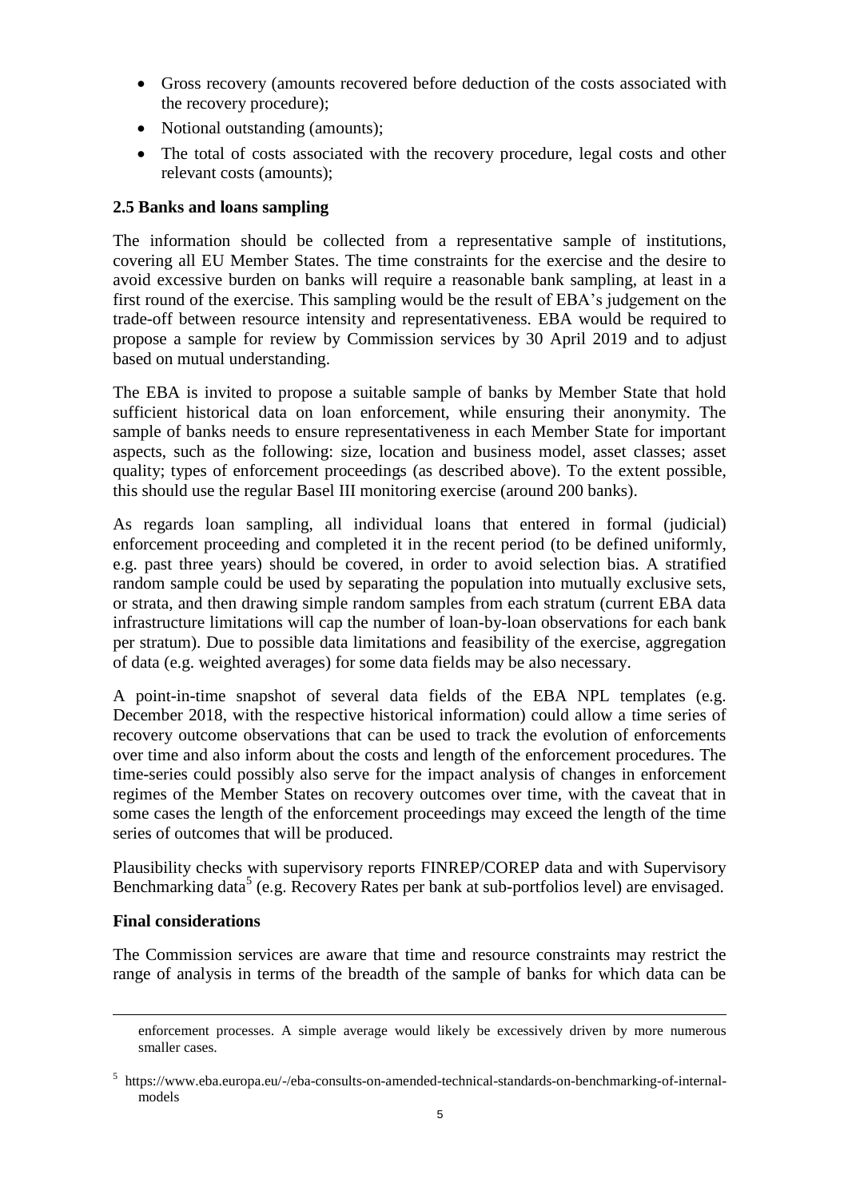- Gross recovery (amounts recovered before deduction of the costs associated with the recovery procedure);
- Notional outstanding (amounts);
- The total of costs associated with the recovery procedure, legal costs and other relevant costs (amounts);

### 2.5 Banks and loans sampling

The information should be collected from a representative sample of institutions, covering all EU Member States. The time constraints for the exercise and the desire to avoid excessive burden on banks will require a reasonable bank sampling, at least in a first round of the exercise. This sampling would be the result of EBA's judgement on the trade-off between resource intensity and representativeness. EBA would be required to propose a sample for review by Commission services by 30 April 2019 and to adjust based on mutual understanding.

The EBA is invited to propose a suitable sample of banks by Member State that hold sufficient historical data on loan enforcement, while ensuring their anonymity. The sample of banks needs to ensure representativeness in each Member State for important aspects, such as the following: size, location and business model, asset classes; asset quality; types of enforcement proceedings (as described above). To the extent possible, this should use the regular Basel III monitoring exercise (around 200 banks).

As regards loan sampling, all individual loans that entered in formal (judicial) enforcement proceeding and completed it in the recent period (to be defined uniformly, e.g. past three years) should be covered, in order to avoid selection bias. A stratified random sample could be used by separating the population into mutually exclusive sets, or strata, and then drawing simple random samples from each stratum (current EBA data infrastructure limitations will cap the number of loan-by-loan observations for each bank per stratum). Due to possible data limitations and feasibility of the exercise, aggregation of data (e.g. weighted averages) for some data fields may be also necessary.

A point-in-time snapshot of several data fields of the EBA NPL templates (e.g. December 2018, with the respective historical information) could allow a time series of recovery outcome observations that can be used to track the evolution of enforcements over time and also inform about the costs and length of the enforcement procedures. The time-series could possibly also serve for the impact analysis of changes in enforcement regimes of the Member States on recovery outcomes over time, with the caveat that in some cases the length of the enforcement proceedings may exceed the length of the time series of outcomes that will be produced.

Plausibility checks with supervisory reports FINREP/COREP data and with Supervisory Benchmarking data[5] (e.g. Recovery Rates per bank at sub-portfolios level) are envisaged.

### Final considerations

The Commission services are aware that time and resource constraints may restrict the range of analysis in terms of the breadth of the sample of banks for which data can be

enforcement processes. A simple average would likely be excessively driven by more numerous smaller cases.

[5] https://www.eba.europa.eu/-/eba-consults-on-amended-technical-standards-on-benchmarking-of-internal-models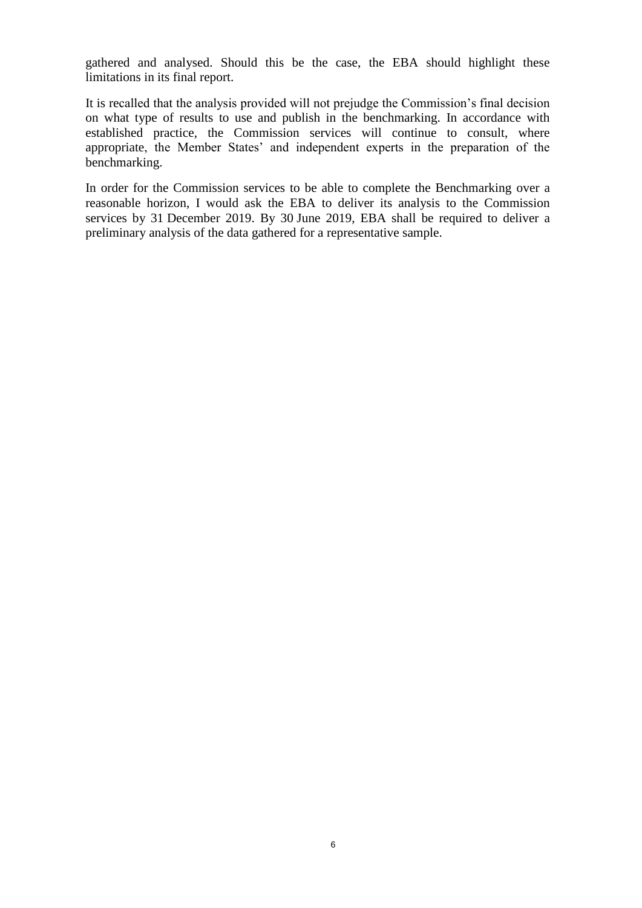gathered and analysed. Should this be the case, the EBA should highlight these limitations in its final report.

It is recalled that the analysis provided will not prejudge the Commission's final decision on what type of results to use and publish in the benchmarking. In accordance with established practice, the Commission services will continue to consult, where appropriate, the Member States' and independent experts in the preparation of the benchmarking.

In order for the Commission services to be able to complete the Benchmarking over a reasonable horizon, I would ask the EBA to deliver its analysis to the Commission services by 31 December 2019. By 30 June 2019, EBA shall be required to deliver a preliminary analysis of the data gathered for a representative sample.